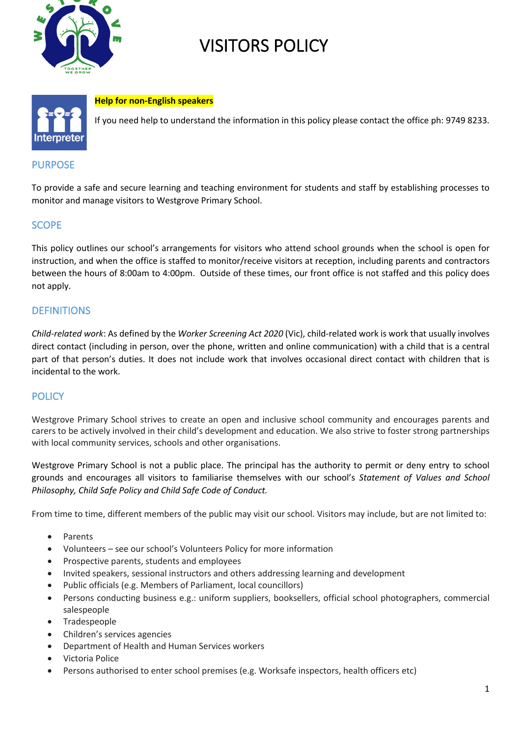# VISITORS POLICY

**Help for non-English speakers**

If you need help to understand the information in this policy please contact the office ph: 9749 8233.

## PURPOSE

To provide a safe and secure learning and teaching environment for students and staff by establishing processes to monitor and manage visitors to Westgrove Primary School.

## SCOPE

This policy outlines our school's arrangements for visitors who attend school grounds when the school is open for instruction, and when the office is staffed to monitor/receive visitors at reception, including parents and contractors between the hours of 8:00am to 4:00pm. Outside of these times, our front office is not staffed and this policy does not apply.

## DEFINITIONS

*Child-related work*: As defined by the *Worker Screening Act 2020* (Vic), child-related work is work that usually involves direct contact (including in person, over the phone, written and online communication) with a child that is a central part of that person's duties. It does not include work that involves occasional direct contact with children that is incidental to the work.

## POLICY

Westgrove Primary School strives to create an open and inclusive school community and encourages parents and carers to be actively involved in their child's development and education. We also strive to foster strong partnerships with local community services, schools and other organisations.

Westgrove Primary School is not a public place. The principal has the authority to permit or deny entry to school grounds and encourages all visitors to familiarise themselves with our school's *Statement of Values and School Philosophy, Child Safe Policy and Child Safe Code of Conduct.*

From time to time, different members of the public may visit our school. Visitors may include, but are not limited to:

- Parents
- Volunteers – see our school's Volunteers Policy for more information
- Prospective parents, students and employees
- Invited speakers, sessional instructors and others addressing learning and development
- Public officials (e.g. Members of Parliament, local councillors)
- Persons conducting business e.g.: uniform suppliers, booksellers, official school photographers, commercial salespeople
- Tradespeople
- Children's services agencies
- Department of Health and Human Services workers
- Victoria Police
- Persons authorised to enter school premises (e.g. Worksafe inspectors, health officers etc)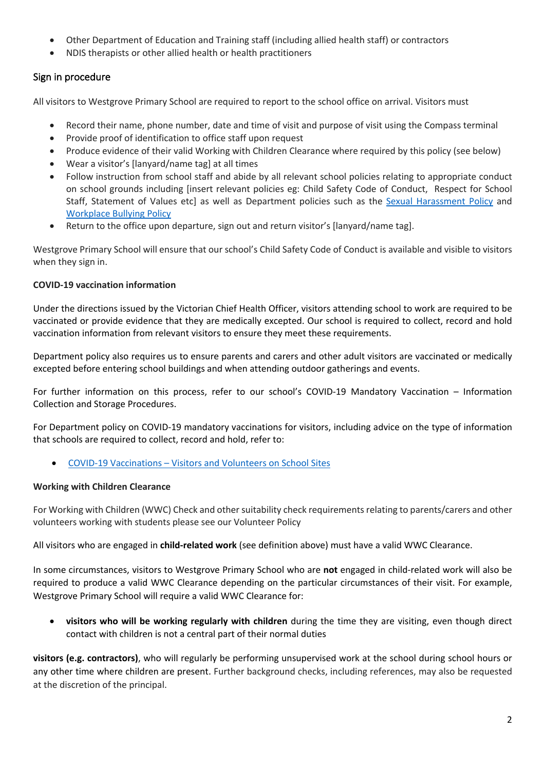- Other Department of Education and Training staff (including allied health staff) or contractors
- NDIS therapists or other allied health or health practitioners

## Sign in procedure

All visitors to Westgrove Primary School are required to report to the school office on arrival. Visitors must

- Record their name, phone number, date and time of visit and purpose of visit using the Compass terminal
- Provide proof of identification to office staff upon request
- Produce evidence of their valid Working with Children Clearance where required by this policy (see below)
- Wear a visitor's [lanyard/name tag] at all times
- Follow instruction from school staff and abide by all relevant school policies relating to appropriate conduct on school grounds including [insert relevant policies eg: Child Safety Code of Conduct, Respect for School Staff, Statement of Values etc] as well as Department policies such as the [Sexual Harassment Policy]() and [Workplace Bullying Policy]()
- Return to the office upon departure, sign out and return visitor's [lanyard/name tag].

Westgrove Primary School will ensure that our school's Child Safety Code of Conduct is available and visible to visitors when they sign in.

**COVID-19 vaccination information**

Under the directions issued by the Victorian Chief Health Officer, visitors attending school to work are required to be vaccinated or provide evidence that they are medically excepted. Our school is required to collect, record and hold vaccination information from relevant visitors to ensure they meet these requirements.

Department policy also requires us to ensure parents and carers and other adult visitors are vaccinated or medically excepted before entering school buildings and when attending outdoor gatherings and events.

For further information on this process, refer to our school's COVID-19 Mandatory Vaccination – Information Collection and Storage Procedures.

For Department policy on COVID-19 mandatory vaccinations for visitors, including advice on the type of information that schools are required to collect, record and hold, refer to:

- [COVID-19 Vaccinations – Visitors and Volunteers on School Sites]()

**Working with Children Clearance**

For Working with Children (WWC) Check and other suitability check requirements relating to parents/carers and other volunteers working with students please see our Volunteer Policy

All visitors who are engaged in **child-related work** (see definition above) must have a valid WWC Clearance.

In some circumstances, visitors to Westgrove Primary School who are **not** engaged in child-related work will also be required to produce a valid WWC Clearance depending on the particular circumstances of their visit. For example, Westgrove Primary School will require a valid WWC Clearance for:

- **visitors who will be working regularly with children** during the time they are visiting, even though direct contact with children is not a central part of their normal duties

**visitors (e.g. contractors)**, who will regularly be performing unsupervised work at the school during school hours or any other time where children are present. Further background checks, including references, may also be requested at the discretion of the principal.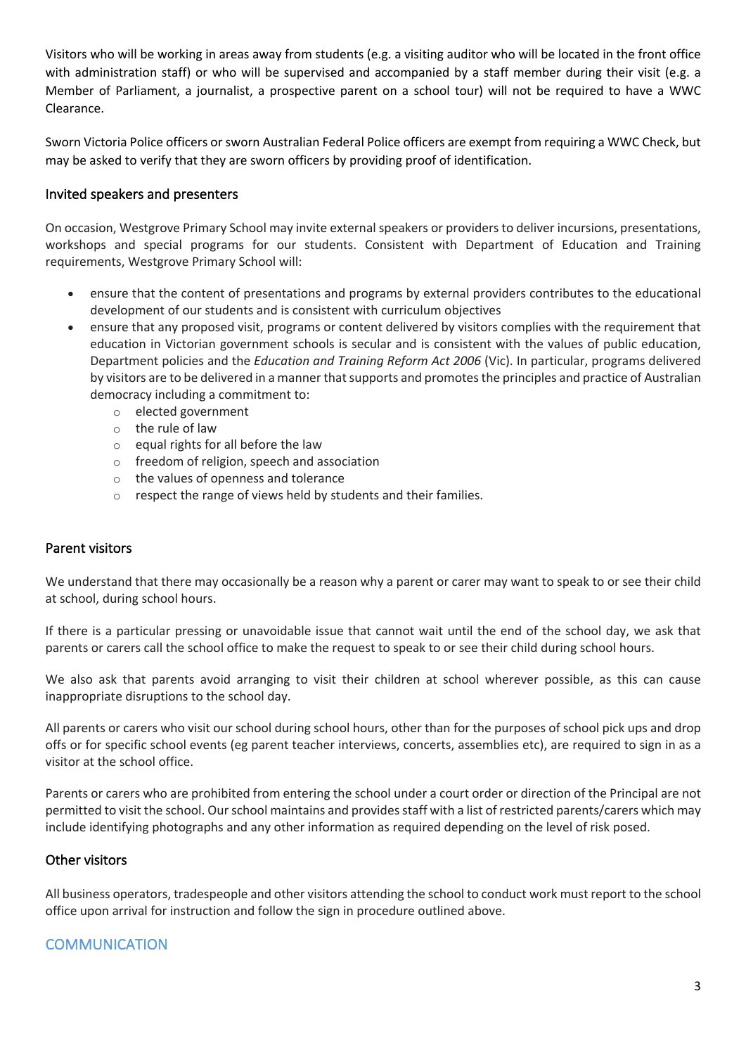Visitors who will be working in areas away from students (e.g. a visiting auditor who will be located in the front office with administration staff) or who will be supervised and accompanied by a staff member during their visit (e.g. a Member of Parliament, a journalist, a prospective parent on a school tour) will not be required to have a WWC Clearance.

Sworn Victoria Police officers or sworn Australian Federal Police officers are exempt from requiring a WWC Check, but may be asked to verify that they are sworn officers by providing proof of identification.

### Invited speakers and presenters

On occasion, Westgrove Primary School may invite external speakers or providers to deliver incursions, presentations, workshops and special programs for our students. Consistent with Department of Education and Training requirements, Westgrove Primary School will:

- ensure that the content of presentations and programs by external providers contributes to the educational development of our students and is consistent with curriculum objectives
- ensure that any proposed visit, programs or content delivered by visitors complies with the requirement that education in Victorian government schools is secular and is consistent with the values of public education, Department policies and the *Education and Training Reform Act 2006* (Vic). In particular, programs delivered by visitors are to be delivered in a manner that supports and promotes the principles and practice of Australian democracy including a commitment to:
    - elected government
    - the rule of law
    - equal rights for all before the law
    - freedom of religion, speech and association
    - the values of openness and tolerance
    - respect the range of views held by students and their families.

### Parent visitors

We understand that there may occasionally be a reason why a parent or carer may want to speak to or see their child at school, during school hours.

If there is a particular pressing or unavoidable issue that cannot wait until the end of the school day, we ask that parents or carers call the school office to make the request to speak to or see their child during school hours.

We also ask that parents avoid arranging to visit their children at school wherever possible, as this can cause inappropriate disruptions to the school day.

All parents or carers who visit our school during school hours, other than for the purposes of school pick ups and drop offs or for specific school events (eg parent teacher interviews, concerts, assemblies etc), are required to sign in as a visitor at the school office.

Parents or carers who are prohibited from entering the school under a court order or direction of the Principal are not permitted to visit the school. Our school maintains and provides staff with a list of restricted parents/carers which may include identifying photographs and any other information as required depending on the level of risk posed.

### Other visitors

All business operators, tradespeople and other visitors attending the school to conduct work must report to the school office upon arrival for instruction and follow the sign in procedure outlined above.

## COMMUNICATION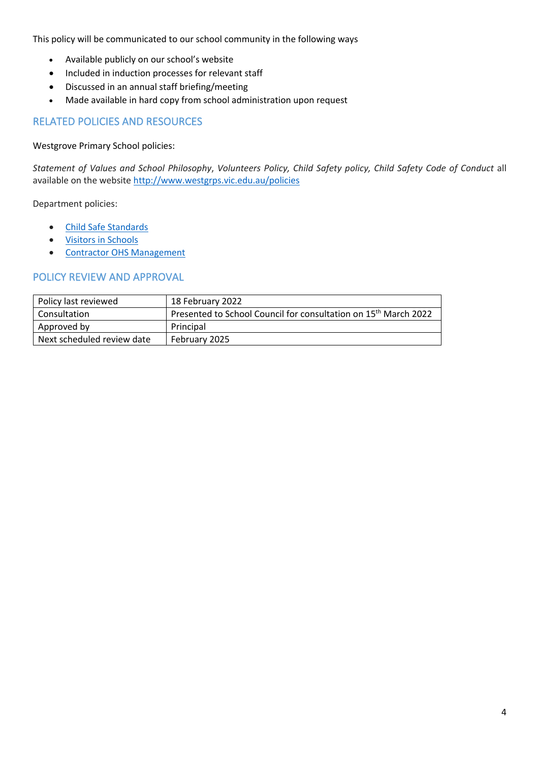This policy will be communicated to our school community in the following ways

- Available publicly on our school's website
- Included in induction processes for relevant staff
- Discussed in an annual staff briefing/meeting
- Made available in hard copy from school administration upon request

## RELATED POLICIES AND RESOURCES

Westgrove Primary School policies:

*Statement of Values and School Philosophy*, *Volunteers Policy, Child Safety policy, Child Safety Code of Conduct* all available on the website [http://www.westgrps.vic.edu.au/policies](http://www.westgrps.vic.edu.au/policies)

Department policies:

- Child Safe Standards
- Visitors in Schools
- Contractor OHS Management

## POLICY REVIEW AND APPROVAL

| | |
|---|---|
| Policy last reviewed | 18 February 2022 |
| Consultation | Presented to School Council for consultation on 15th March 2022 |
| Approved by | Principal |
| Next scheduled review date | February 2025 |